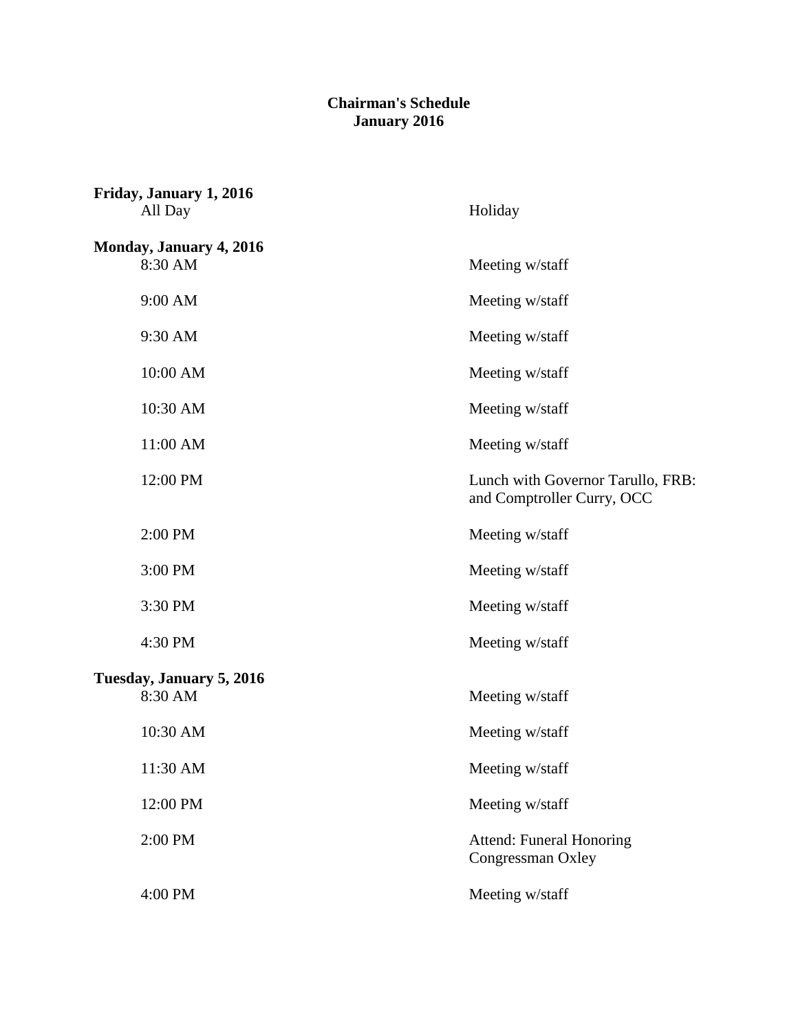# Chairman's Schedule
## January 2016

**Friday, January 1, 2016**

| | |
|---|---|
| All Day | Holiday |

**Monday, January 4, 2016**

| | |
|---|---|
| 8:30 AM | Meeting w/staff |
| 9:00 AM | Meeting w/staff |
| 9:30 AM | Meeting w/staff |
| 10:00 AM | Meeting w/staff |
| 10:30 AM | Meeting w/staff |
| 11:00 AM | Meeting w/staff |
| 12:00 PM | Lunch with Governor Tarullo, FRB: and Comptroller Curry, OCC |
| 2:00 PM | Meeting w/staff |
| 3:00 PM | Meeting w/staff |
| 3:30 PM | Meeting w/staff |
| 4:30 PM | Meeting w/staff |

**Tuesday, January 5, 2016**

| | |
|---|---|
| 8:30 AM | Meeting w/staff |
| 10:30 AM | Meeting w/staff |
| 11:30 AM | Meeting w/staff |
| 12:00 PM | Meeting w/staff |
| 2:00 PM | Attend: Funeral Honoring Congressman Oxley |
| 4:00 PM | Meeting w/staff |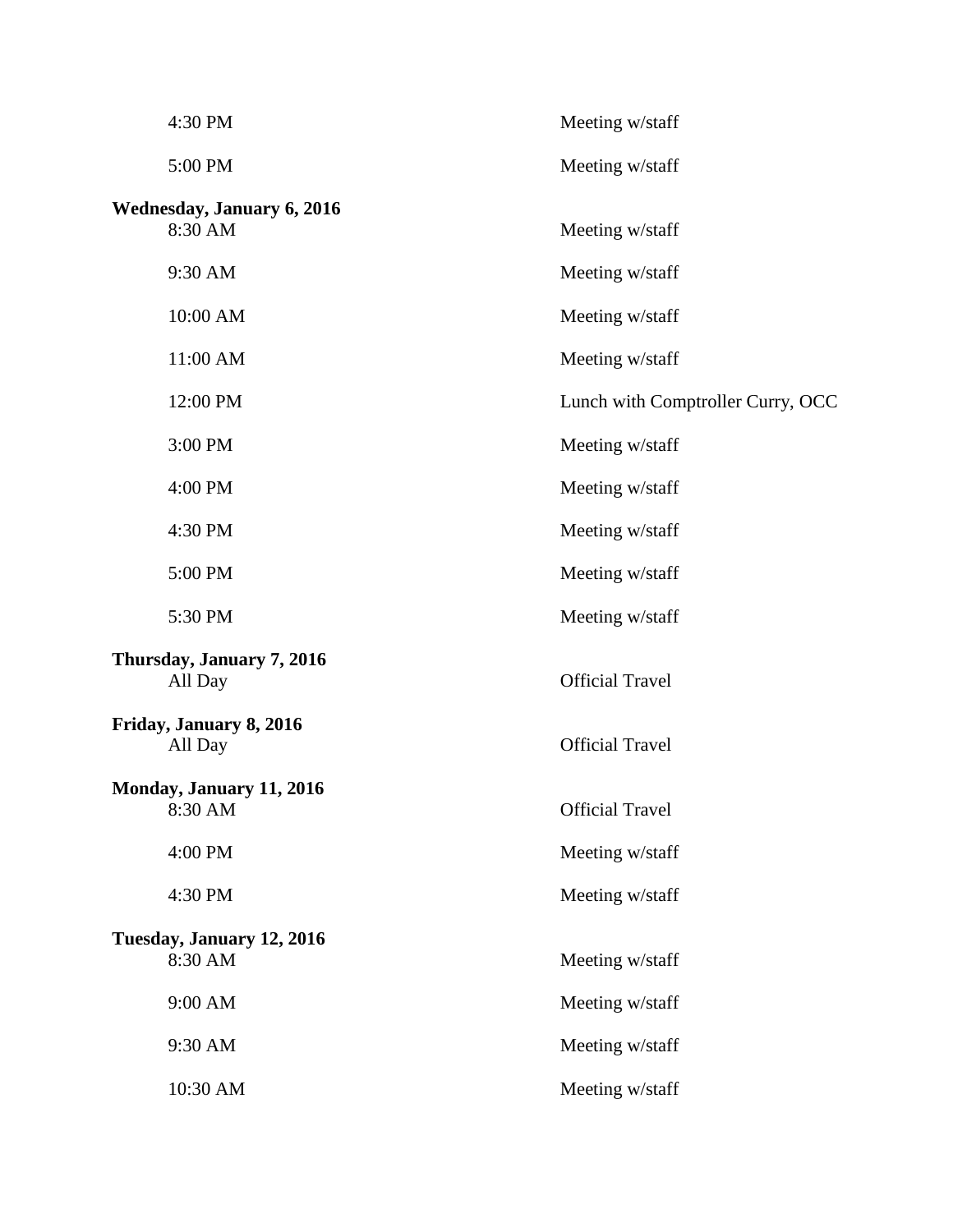4:30 PM Meeting w/staff

5:00 PM Meeting w/staff

**Wednesday, January 6, 2016**

8:30 AM Meeting w/staff

9:30 AM Meeting w/staff

10:00 AM Meeting w/staff

11:00 AM Meeting w/staff

12:00 PM Lunch with Comptroller Curry, OCC

3:00 PM Meeting w/staff

4:00 PM Meeting w/staff

4:30 PM Meeting w/staff

5:00 PM Meeting w/staff

5:30 PM Meeting w/staff

**Thursday, January 7, 2016**

All Day Official Travel

**Friday, January 8, 2016**

All Day Official Travel

**Monday, January 11, 2016**

8:30 AM Official Travel

4:00 PM Meeting w/staff

4:30 PM Meeting w/staff

**Tuesday, January 12, 2016**

8:30 AM Meeting w/staff

9:00 AM Meeting w/staff

9:30 AM Meeting w/staff

10:30 AM Meeting w/staff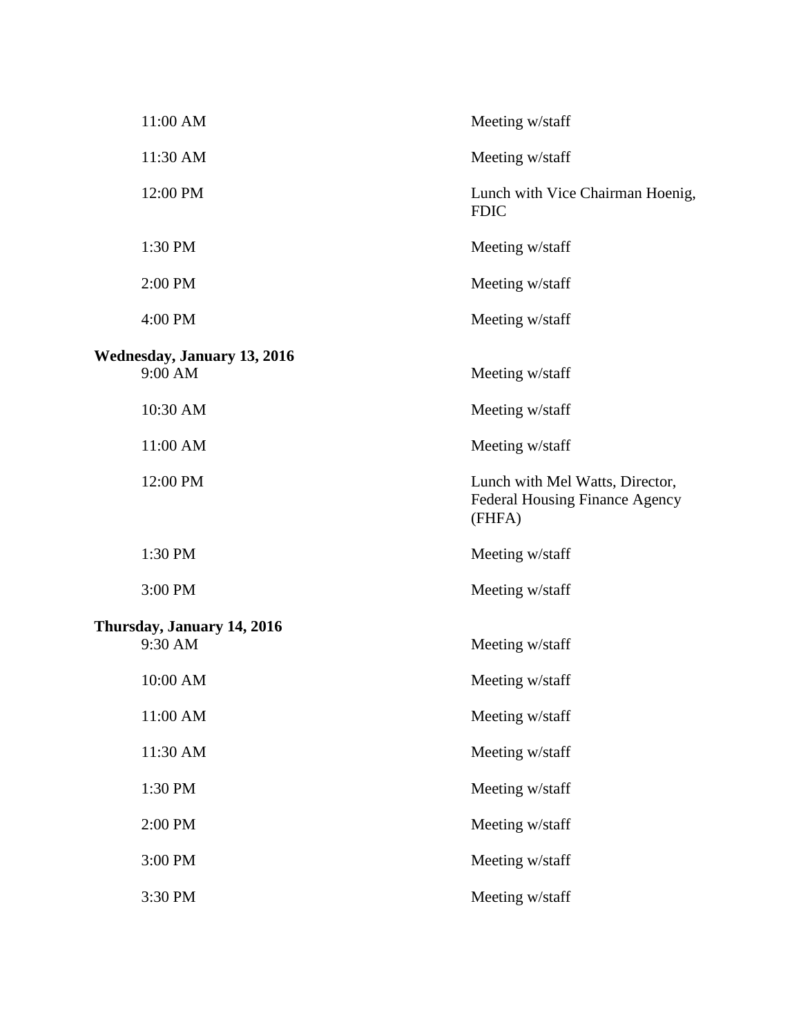| | |
|---|---|
| 11:00 AM | Meeting w/staff |
| 11:30 AM | Meeting w/staff |
| 12:00 PM | Lunch with Vice Chairman Hoenig, FDIC |
| 1:30 PM | Meeting w/staff |
| 2:00 PM | Meeting w/staff |
| 4:00 PM | Meeting w/staff |

**Wednesday, January 13, 2016**

| | |
|---|---|
| 9:00 AM | Meeting w/staff |
| 10:30 AM | Meeting w/staff |
| 11:00 AM | Meeting w/staff |
| 12:00 PM | Lunch with Mel Watts, Director, Federal Housing Finance Agency (FHFA) |
| 1:30 PM | Meeting w/staff |
| 3:00 PM | Meeting w/staff |

**Thursday, January 14, 2016**

| | |
|---|---|
| 9:30 AM | Meeting w/staff |
| 10:00 AM | Meeting w/staff |
| 11:00 AM | Meeting w/staff |
| 11:30 AM | Meeting w/staff |
| 1:30 PM | Meeting w/staff |
| 2:00 PM | Meeting w/staff |
| 3:00 PM | Meeting w/staff |
| 3:30 PM | Meeting w/staff |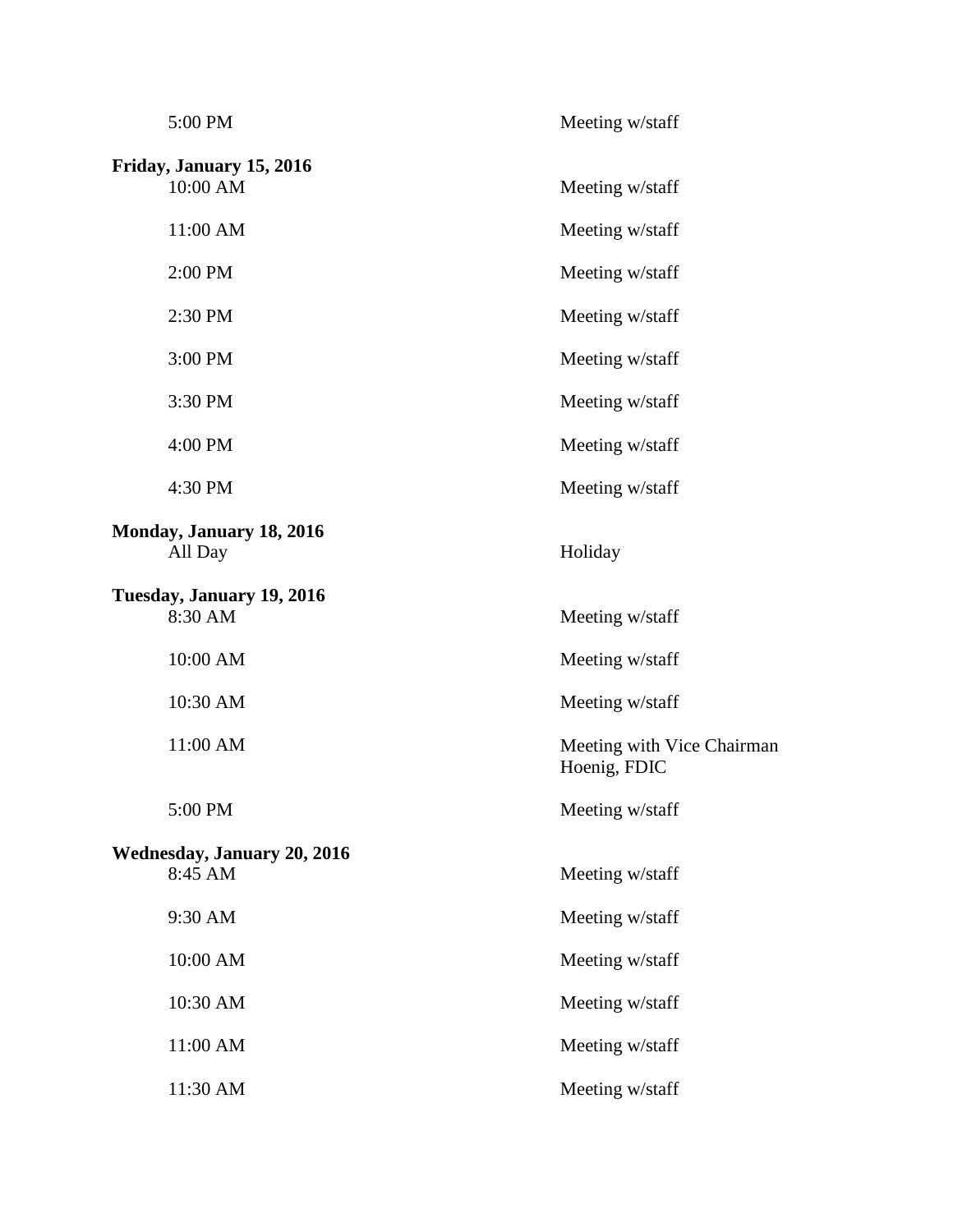| | |
|---|---|
| 5:00 PM | Meeting w/staff |

**Friday, January 15, 2016**

| | |
|---|---|
| 10:00 AM | Meeting w/staff |
| 11:00 AM | Meeting w/staff |
| 2:00 PM | Meeting w/staff |
| 2:30 PM | Meeting w/staff |
| 3:00 PM | Meeting w/staff |
| 3:30 PM | Meeting w/staff |
| 4:00 PM | Meeting w/staff |
| 4:30 PM | Meeting w/staff |

**Monday, January 18, 2016**

| | |
|---|---|
| All Day | Holiday |

**Tuesday, January 19, 2016**

| | |
|---|---|
| 8:30 AM | Meeting w/staff |
| 10:00 AM | Meeting w/staff |
| 10:30 AM | Meeting w/staff |
| 11:00 AM | Meeting with Vice Chairman Hoenig, FDIC |
| 5:00 PM | Meeting w/staff |

**Wednesday, January 20, 2016**

| | |
|---|---|
| 8:45 AM | Meeting w/staff |
| 9:30 AM | Meeting w/staff |
| 10:00 AM | Meeting w/staff |
| 10:30 AM | Meeting w/staff |
| 11:00 AM | Meeting w/staff |
| 11:30 AM | Meeting w/staff |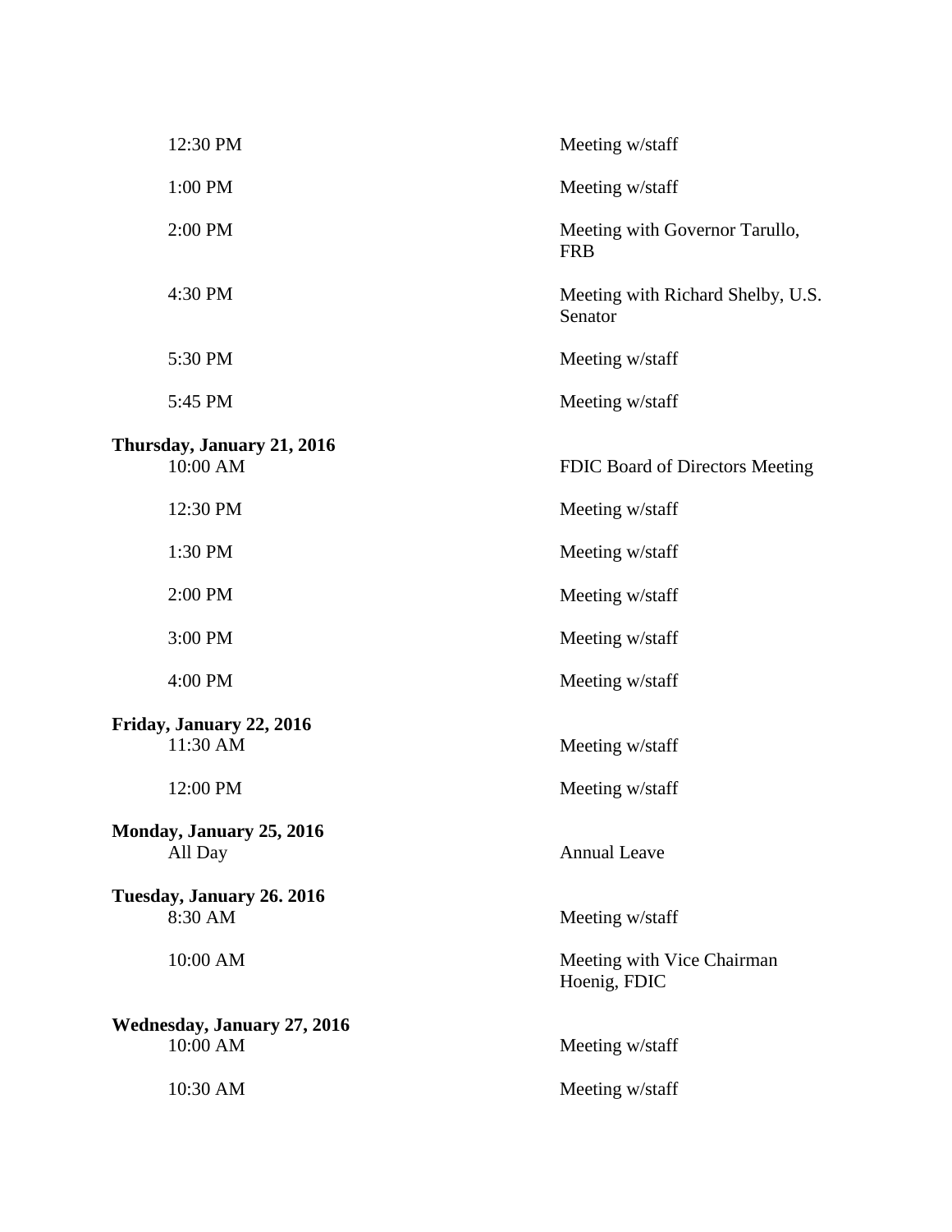| | |
|---|---|
| 12:30 PM | Meeting w/staff |
| 1:00 PM | Meeting w/staff |
| 2:00 PM | Meeting with Governor Tarullo, FRB |
| 4:30 PM | Meeting with Richard Shelby, U.S. Senator |
| 5:30 PM | Meeting w/staff |
| 5:45 PM | Meeting w/staff |

**Thursday, January 21, 2016**

| | |
|---|---|
| 10:00 AM | FDIC Board of Directors Meeting |
| 12:30 PM | Meeting w/staff |
| 1:30 PM | Meeting w/staff |
| 2:00 PM | Meeting w/staff |
| 3:00 PM | Meeting w/staff |
| 4:00 PM | Meeting w/staff |

**Friday, January 22, 2016**

| | |
|---|---|
| 11:30 AM | Meeting w/staff |
| 12:00 PM | Meeting w/staff |

**Monday, January 25, 2016**

| | |
|---|---|
| All Day | Annual Leave |

**Tuesday, January 26. 2016**

| | |
|---|---|
| 8:30 AM | Meeting w/staff |
| 10:00 AM | Meeting with Vice Chairman Hoenig, FDIC |

**Wednesday, January 27, 2016**

| | |
|---|---|
| 10:00 AM | Meeting w/staff |
| 10:30 AM | Meeting w/staff |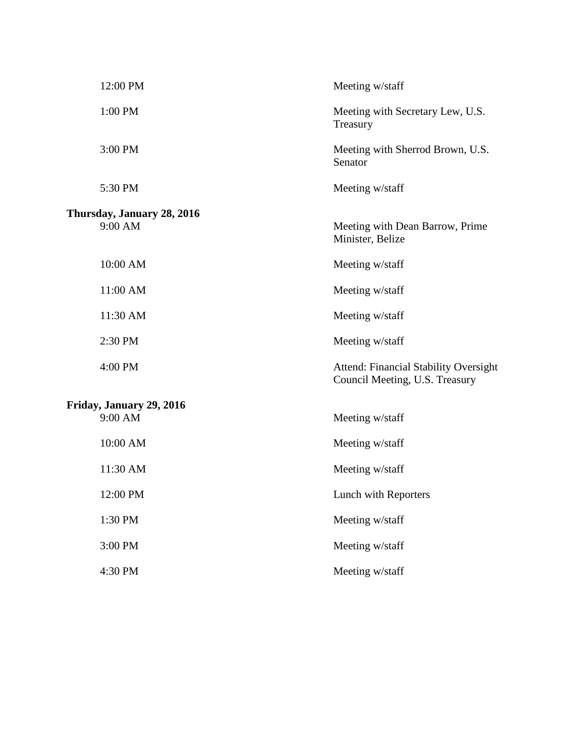| | |
|---|---|
| 12:00 PM | Meeting w/staff |
| 1:00 PM | Meeting with Secretary Lew, U.S. Treasury |
| 3:00 PM | Meeting with Sherrod Brown, U.S. Senator |
| 5:30 PM | Meeting w/staff |

**Thursday, January 28, 2016**

| | |
|---|---|
| 9:00 AM | Meeting with Dean Barrow, Prime Minister, Belize |
| 10:00 AM | Meeting w/staff |
| 11:00 AM | Meeting w/staff |
| 11:30 AM | Meeting w/staff |
| 2:30 PM | Meeting w/staff |
| 4:00 PM | Attend: Financial Stability Oversight Council Meeting, U.S. Treasury |

**Friday, January 29, 2016**

| | |
|---|---|
| 9:00 AM | Meeting w/staff |
| 10:00 AM | Meeting w/staff |
| 11:30 AM | Meeting w/staff |
| 12:00 PM | Lunch with Reporters |
| 1:30 PM | Meeting w/staff |
| 3:00 PM | Meeting w/staff |
| 4:30 PM | Meeting w/staff |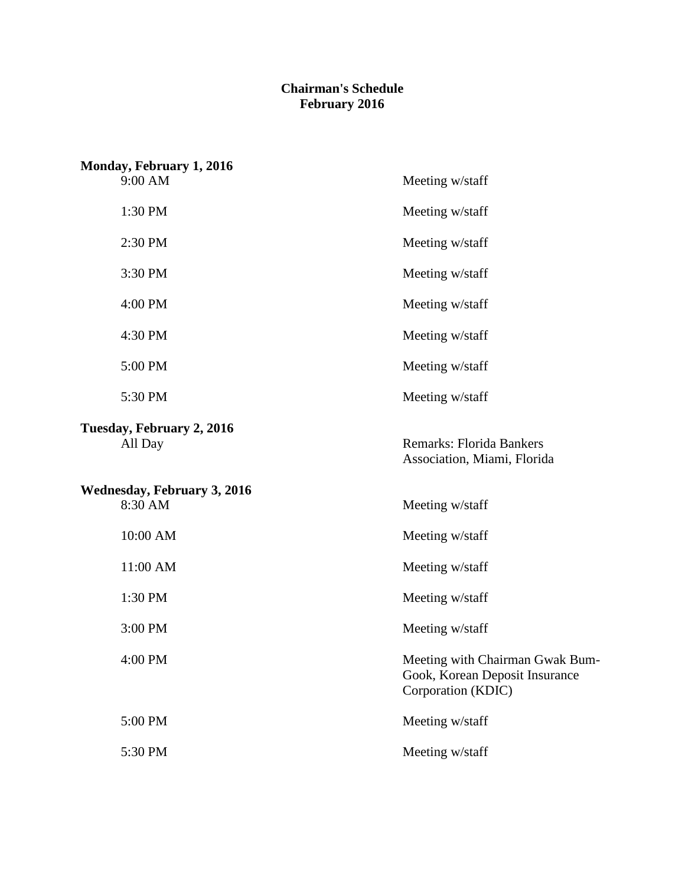**Chairman's Schedule**
**February 2016**

**Monday, February 1, 2016**

| | |
|---|---|
| 9:00 AM | Meeting w/staff |
| 1:30 PM | Meeting w/staff |
| 2:30 PM | Meeting w/staff |
| 3:30 PM | Meeting w/staff |
| 4:00 PM | Meeting w/staff |
| 4:30 PM | Meeting w/staff |
| 5:00 PM | Meeting w/staff |
| 5:30 PM | Meeting w/staff |

**Tuesday, February 2, 2016**

| | |
|---|---|
| All Day | Remarks: Florida Bankers Association, Miami, Florida |

**Wednesday, February 3, 2016**

| | |
|---|---|
| 8:30 AM | Meeting w/staff |
| 10:00 AM | Meeting w/staff |
| 11:00 AM | Meeting w/staff |
| 1:30 PM | Meeting w/staff |
| 3:00 PM | Meeting w/staff |
| 4:00 PM | Meeting with Chairman Gwak Bum-Gook, Korean Deposit Insurance Corporation (KDIC) |
| 5:00 PM | Meeting w/staff |
| 5:30 PM | Meeting w/staff |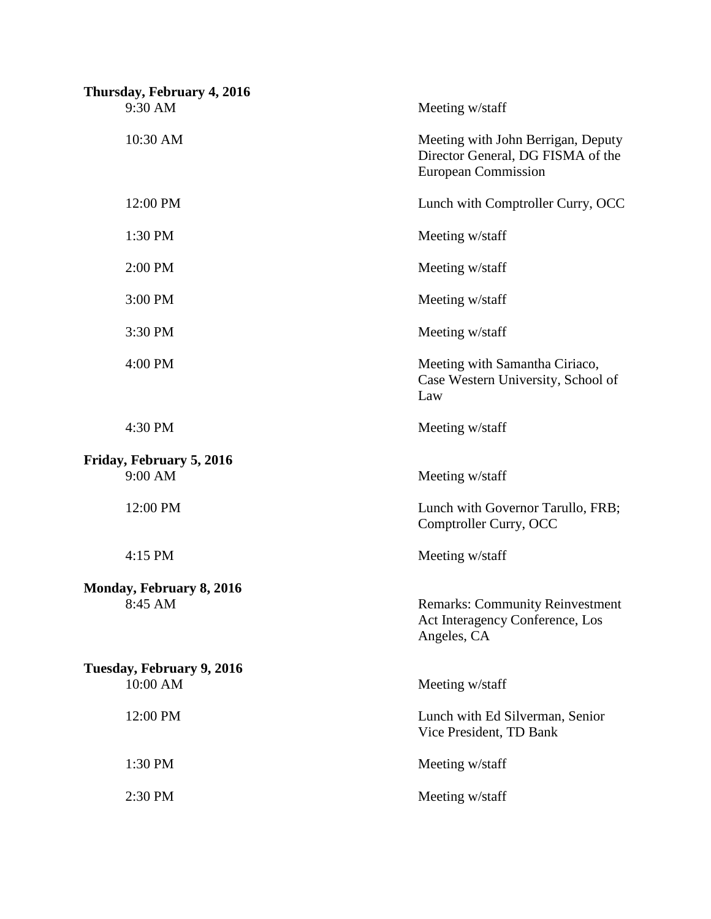**Thursday, February 4, 2016**

| | |
|---|---|
| 9:30 AM | Meeting w/staff |
| 10:30 AM | Meeting with John Berrigan, Deputy Director General, DG FISMA of the European Commission |
| 12:00 PM | Lunch with Comptroller Curry, OCC |
| 1:30 PM | Meeting w/staff |
| 2:00 PM | Meeting w/staff |
| 3:00 PM | Meeting w/staff |
| 3:30 PM | Meeting w/staff |
| 4:00 PM | Meeting with Samantha Ciriaco, Case Western University, School of Law |
| 4:30 PM | Meeting w/staff |

**Friday, February 5, 2016**

| | |
|---|---|
| 9:00 AM | Meeting w/staff |
| 12:00 PM | Lunch with Governor Tarullo, FRB; Comptroller Curry, OCC |
| 4:15 PM | Meeting w/staff |

**Monday, February 8, 2016**

| | |
|---|---|
| 8:45 AM | Remarks: Community Reinvestment Act Interagency Conference, Los Angeles, CA |

**Tuesday, February 9, 2016**

| | |
|---|---|
| 10:00 AM | Meeting w/staff |
| 12:00 PM | Lunch with Ed Silverman, Senior Vice President, TD Bank |
| 1:30 PM | Meeting w/staff |
| 2:30 PM | Meeting w/staff |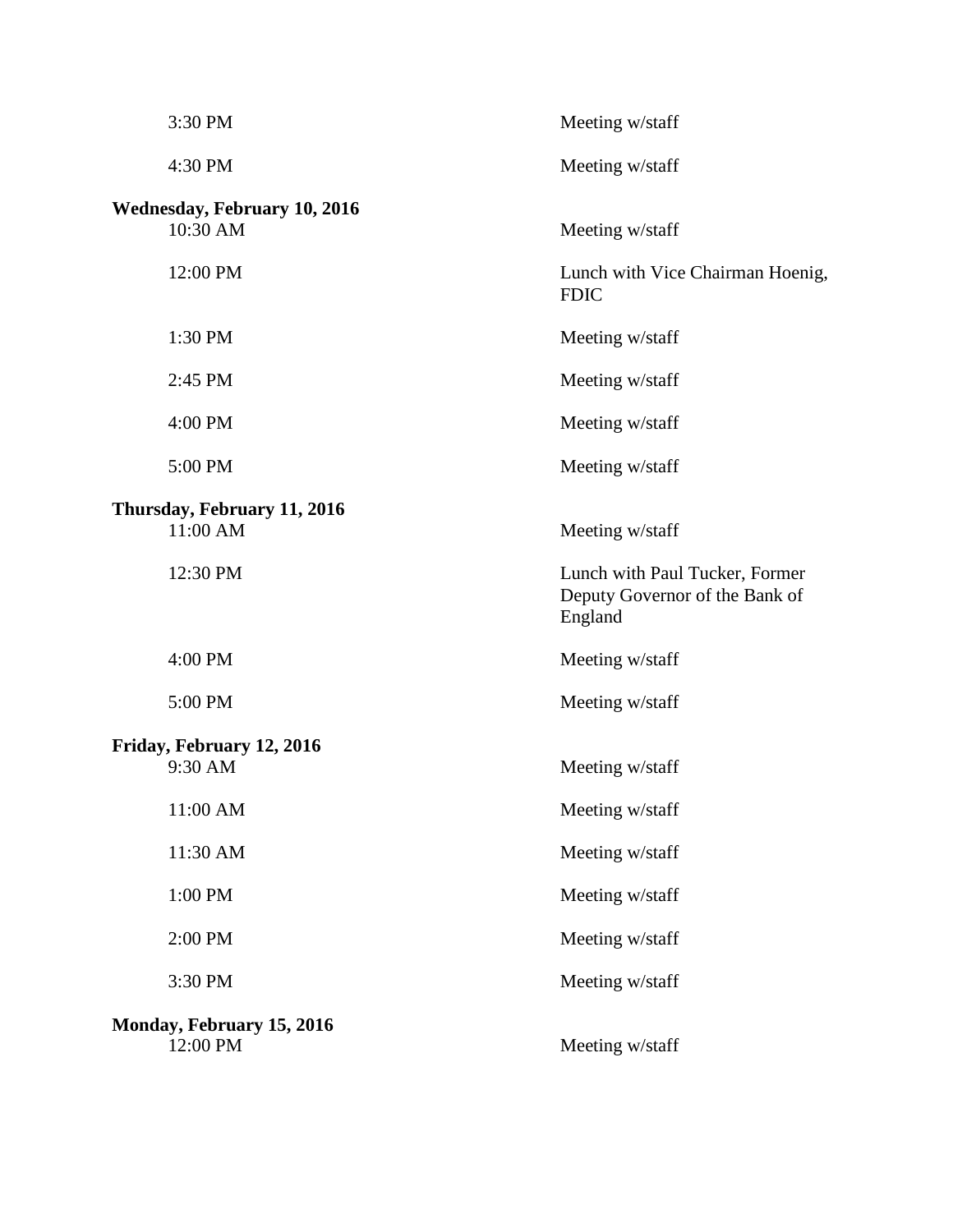| | |
|---|---|
| 3:30 PM | Meeting w/staff |
| 4:30 PM | Meeting w/staff |

**Wednesday, February 10, 2016**

| | |
|---|---|
| 10:30 AM | Meeting w/staff |
| 12:00 PM | Lunch with Vice Chairman Hoenig, FDIC |
| 1:30 PM | Meeting w/staff |
| 2:45 PM | Meeting w/staff |
| 4:00 PM | Meeting w/staff |
| 5:00 PM | Meeting w/staff |

**Thursday, February 11, 2016**

| | |
|---|---|
| 11:00 AM | Meeting w/staff |
| 12:30 PM | Lunch with Paul Tucker, Former Deputy Governor of the Bank of England |
| 4:00 PM | Meeting w/staff |
| 5:00 PM | Meeting w/staff |

**Friday, February 12, 2016**

| | |
|---|---|
| 9:30 AM | Meeting w/staff |
| 11:00 AM | Meeting w/staff |
| 11:30 AM | Meeting w/staff |
| 1:00 PM | Meeting w/staff |
| 2:00 PM | Meeting w/staff |
| 3:30 PM | Meeting w/staff |

**Monday, February 15, 2016**

| | |
|---|---|
| 12:00 PM | Meeting w/staff |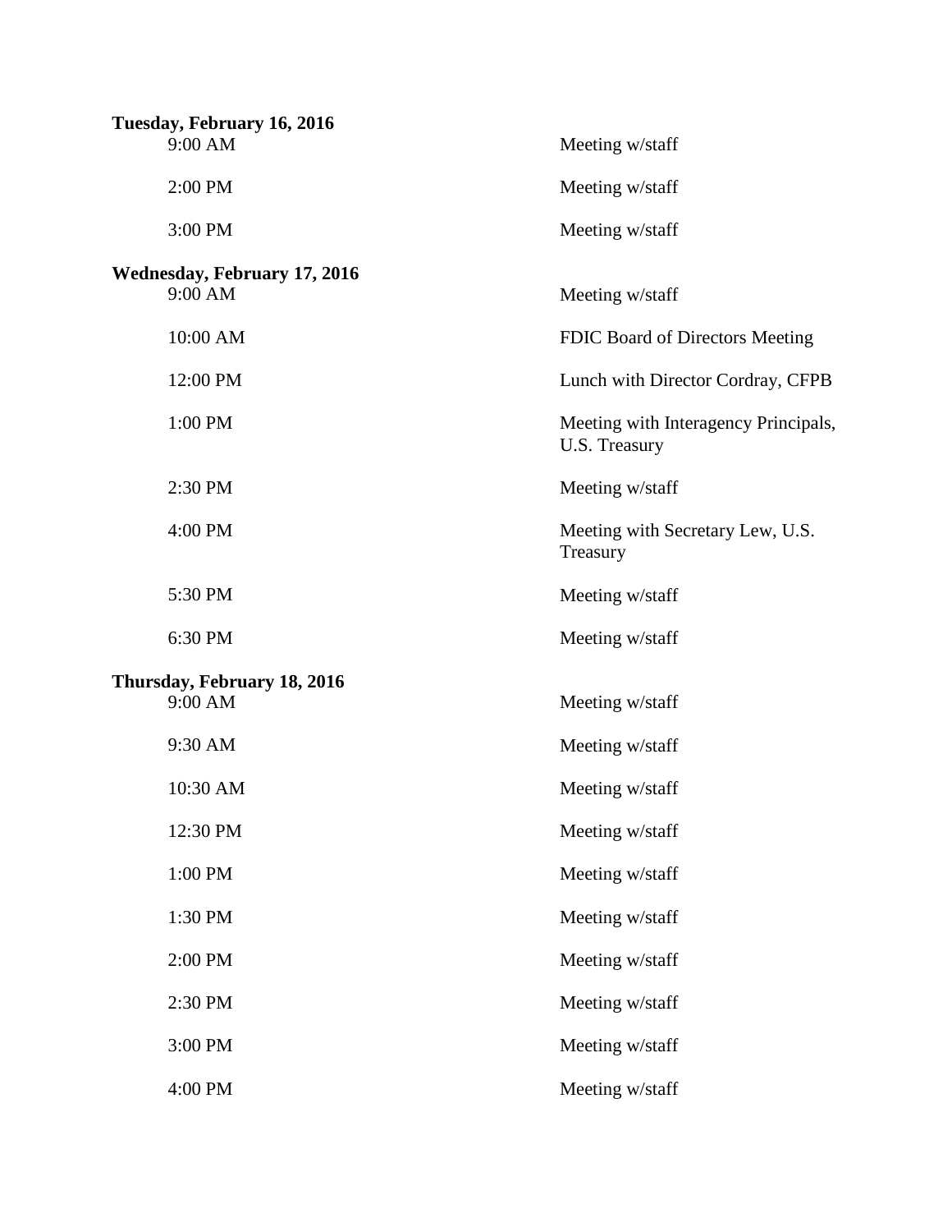**Tuesday, February 16, 2016**

| | |
|---|---|
| 9:00 AM | Meeting w/staff |
| 2:00 PM | Meeting w/staff |
| 3:00 PM | Meeting w/staff |

**Wednesday, February 17, 2016**

| | |
|---|---|
| 9:00 AM | Meeting w/staff |
| 10:00 AM | FDIC Board of Directors Meeting |
| 12:00 PM | Lunch with Director Cordray, CFPB |
| 1:00 PM | Meeting with Interagency Principals, U.S. Treasury |
| 2:30 PM | Meeting w/staff |
| 4:00 PM | Meeting with Secretary Lew, U.S. Treasury |
| 5:30 PM | Meeting w/staff |
| 6:30 PM | Meeting w/staff |

**Thursday, February 18, 2016**

| | |
|---|---|
| 9:00 AM | Meeting w/staff |
| 9:30 AM | Meeting w/staff |
| 10:30 AM | Meeting w/staff |
| 12:30 PM | Meeting w/staff |
| 1:00 PM | Meeting w/staff |
| 1:30 PM | Meeting w/staff |
| 2:00 PM | Meeting w/staff |
| 2:30 PM | Meeting w/staff |
| 3:00 PM | Meeting w/staff |
| 4:00 PM | Meeting w/staff |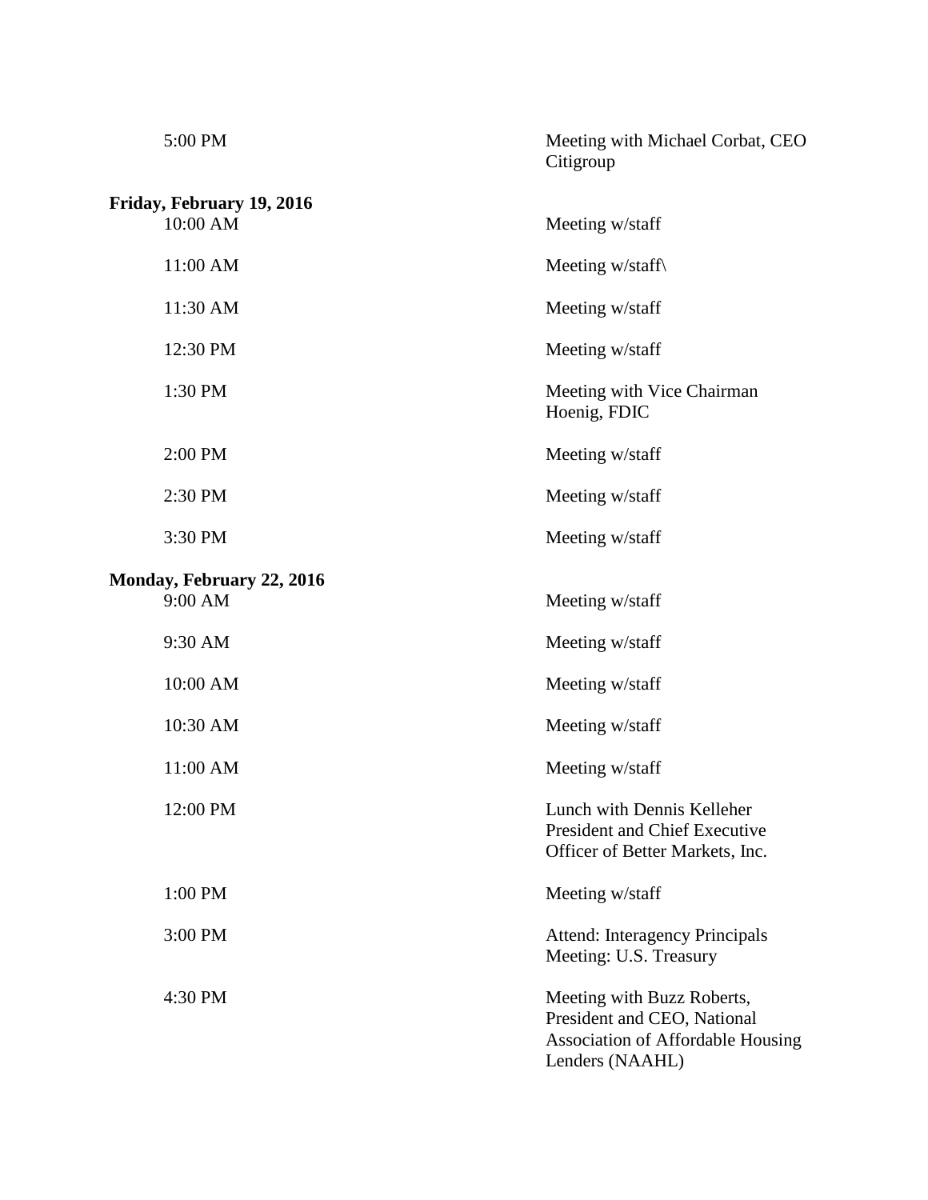| | |
|---|---|
| 5:00 PM | Meeting with Michael Corbat, CEO Citigroup |

**Friday, February 19, 2016**

| | |
|---|---|
| 10:00 AM | Meeting w/staff |
| 11:00 AM | Meeting w/staff\ |
| 11:30 AM | Meeting w/staff |
| 12:30 PM | Meeting w/staff |
| 1:30 PM | Meeting with Vice Chairman Hoenig, FDIC |
| 2:00 PM | Meeting w/staff |
| 2:30 PM | Meeting w/staff |
| 3:30 PM | Meeting w/staff |

**Monday, February 22, 2016**

| | |
|---|---|
| 9:00 AM | Meeting w/staff |
| 9:30 AM | Meeting w/staff |
| 10:00 AM | Meeting w/staff |
| 10:30 AM | Meeting w/staff |
| 11:00 AM | Meeting w/staff |
| 12:00 PM | Lunch with Dennis Kelleher President and Chief Executive Officer of Better Markets, Inc. |
| 1:00 PM | Meeting w/staff |
| 3:00 PM | Attend: Interagency Principals Meeting: U.S. Treasury |
| 4:30 PM | Meeting with Buzz Roberts, President and CEO, National Association of Affordable Housing Lenders (NAAHL) |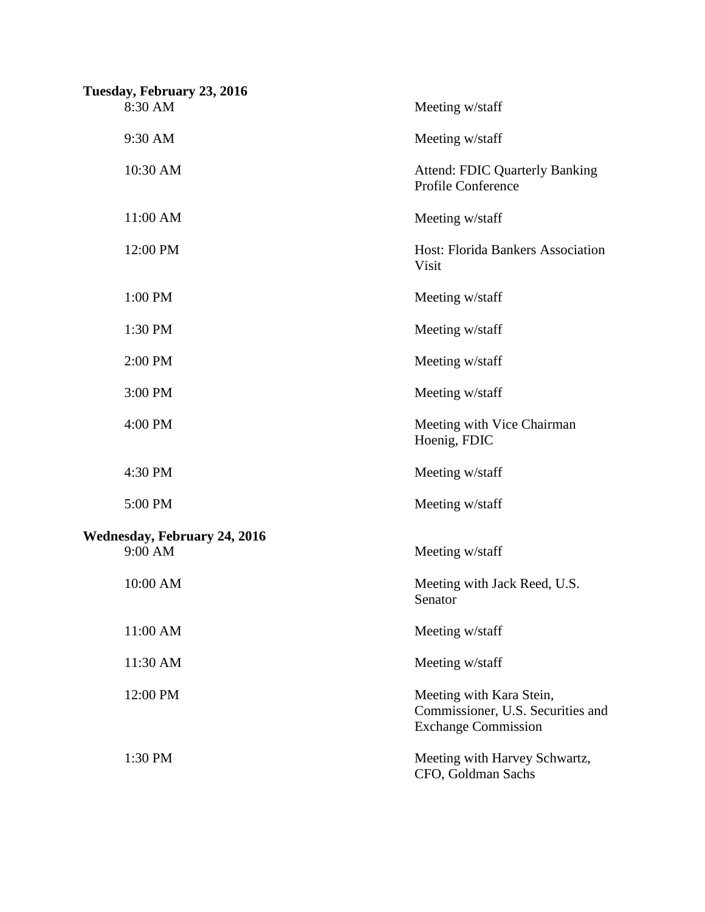**Tuesday, February 23, 2016**

| | |
|---|---|
| 8:30 AM | Meeting w/staff |
| 9:30 AM | Meeting w/staff |
| 10:30 AM | Attend: FDIC Quarterly Banking Profile Conference |
| 11:00 AM | Meeting w/staff |
| 12:00 PM | Host: Florida Bankers Association Visit |
| 1:00 PM | Meeting w/staff |
| 1:30 PM | Meeting w/staff |
| 2:00 PM | Meeting w/staff |
| 3:00 PM | Meeting w/staff |
| 4:00 PM | Meeting with Vice Chairman Hoenig, FDIC |
| 4:30 PM | Meeting w/staff |
| 5:00 PM | Meeting w/staff |

**Wednesday, February 24, 2016**

| | |
|---|---|
| 9:00 AM | Meeting w/staff |
| 10:00 AM | Meeting with Jack Reed, U.S. Senator |
| 11:00 AM | Meeting w/staff |
| 11:30 AM | Meeting w/staff |
| 12:00 PM | Meeting with Kara Stein, Commissioner, U.S. Securities and Exchange Commission |
| 1:30 PM | Meeting with Harvey Schwartz, CFO, Goldman Sachs |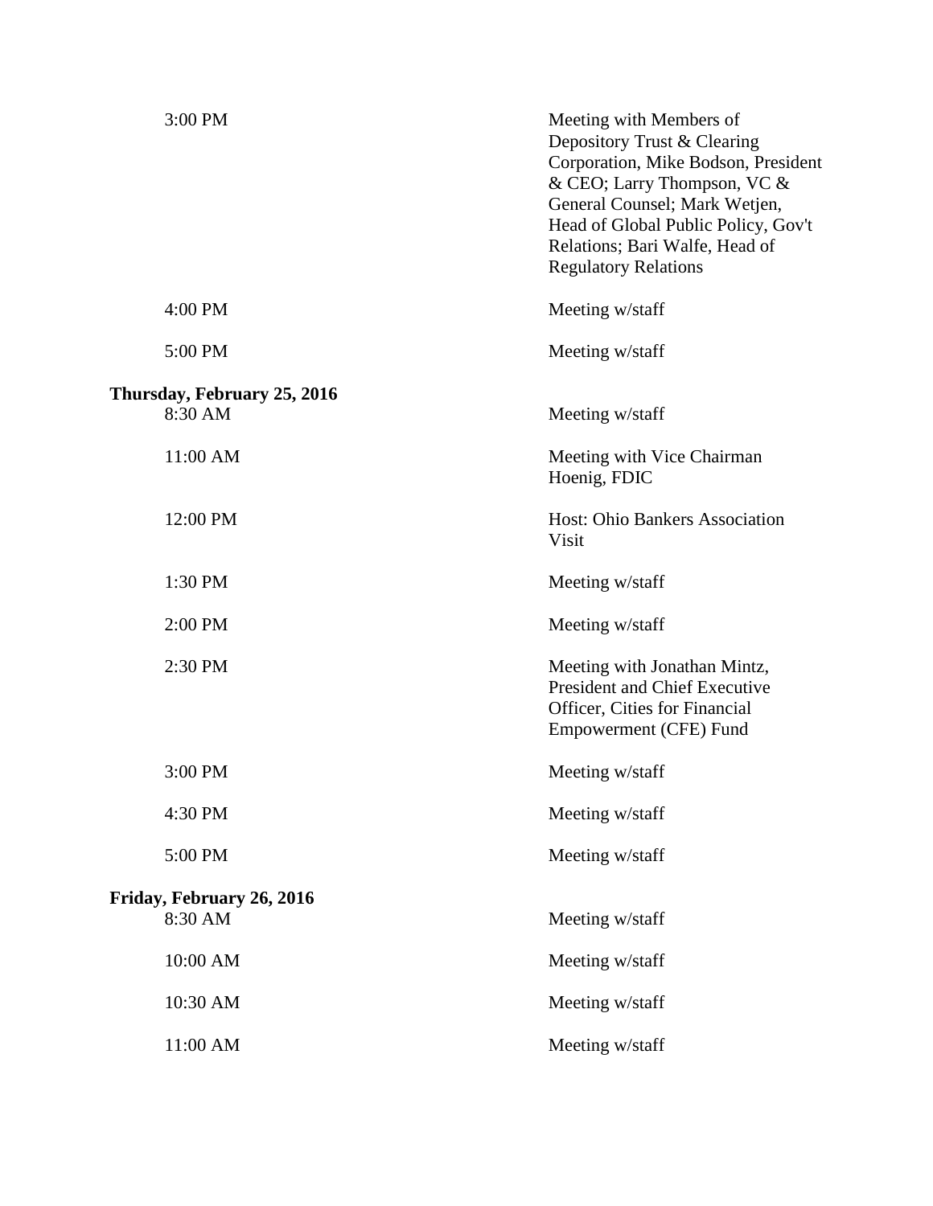| | |
|---|---|
| 3:00 PM | Meeting with Members of Depository Trust & Clearing Corporation, Mike Bodson, President & CEO; Larry Thompson, VC & General Counsel; Mark Wetjen, Head of Global Public Policy, Gov't Relations; Bari Walfe, Head of Regulatory Relations |
| 4:00 PM | Meeting w/staff |
| 5:00 PM | Meeting w/staff |

**Thursday, February 25, 2016**

| | |
|---|---|
| 8:30 AM | Meeting w/staff |
| 11:00 AM | Meeting with Vice Chairman Hoenig, FDIC |
| 12:00 PM | Host: Ohio Bankers Association Visit |
| 1:30 PM | Meeting w/staff |
| 2:00 PM | Meeting w/staff |
| 2:30 PM | Meeting with Jonathan Mintz, President and Chief Executive Officer, Cities for Financial Empowerment (CFE) Fund |
| 3:00 PM | Meeting w/staff |
| 4:30 PM | Meeting w/staff |
| 5:00 PM | Meeting w/staff |

**Friday, February 26, 2016**

| | |
|---|---|
| 8:30 AM | Meeting w/staff |
| 10:00 AM | Meeting w/staff |
| 10:30 AM | Meeting w/staff |
| 11:00 AM | Meeting w/staff |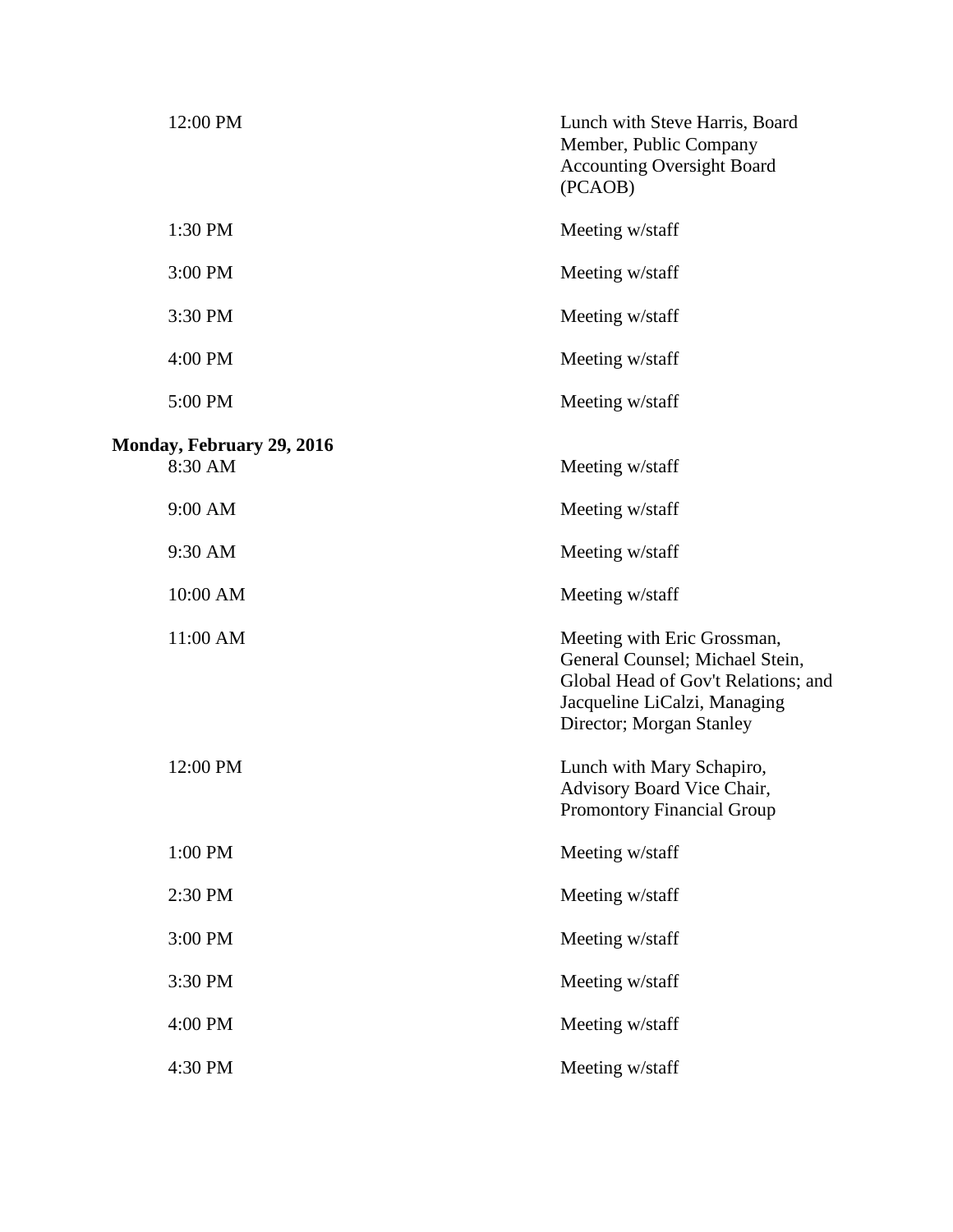| | |
|---|---|
| 12:00 PM | Lunch with Steve Harris, Board Member, Public Company Accounting Oversight Board (PCAOB) |
| 1:30 PM | Meeting w/staff |
| 3:00 PM | Meeting w/staff |
| 3:30 PM | Meeting w/staff |
| 4:00 PM | Meeting w/staff |
| 5:00 PM | Meeting w/staff |

**Monday, February 29, 2016**

| | |
|---|---|
| 8:30 AM | Meeting w/staff |
| 9:00 AM | Meeting w/staff |
| 9:30 AM | Meeting w/staff |
| 10:00 AM | Meeting w/staff |
| 11:00 AM | Meeting with Eric Grossman, General Counsel; Michael Stein, Global Head of Gov't Relations; and Jacqueline LiCalzi, Managing Director; Morgan Stanley |
| 12:00 PM | Lunch with Mary Schapiro, Advisory Board Vice Chair, Promontory Financial Group |
| 1:00 PM | Meeting w/staff |
| 2:30 PM | Meeting w/staff |
| 3:00 PM | Meeting w/staff |
| 3:30 PM | Meeting w/staff |
| 4:00 PM | Meeting w/staff |
| 4:30 PM | Meeting w/staff |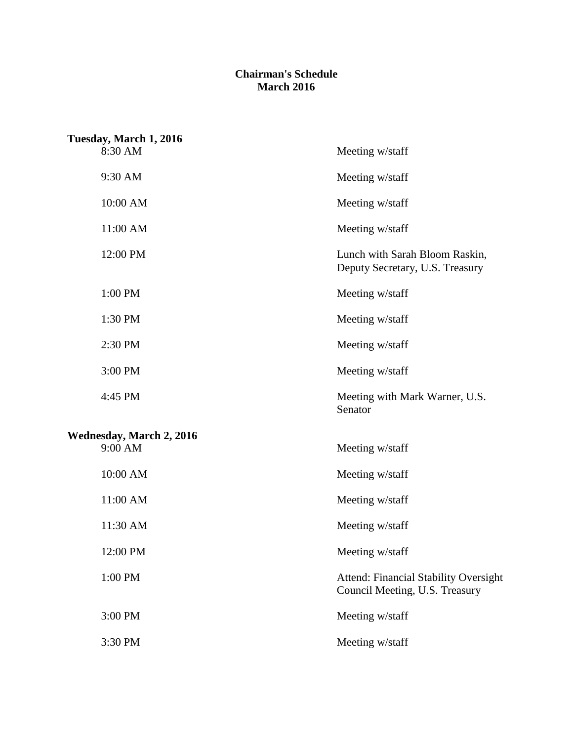**Chairman's Schedule**
**March 2016**

**Tuesday, March 1, 2016**

| | |
|---|---|
| 8:30 AM | Meeting w/staff |
| 9:30 AM | Meeting w/staff |
| 10:00 AM | Meeting w/staff |
| 11:00 AM | Meeting w/staff |
| 12:00 PM | Lunch with Sarah Bloom Raskin, Deputy Secretary, U.S. Treasury |
| 1:00 PM | Meeting w/staff |
| 1:30 PM | Meeting w/staff |
| 2:30 PM | Meeting w/staff |
| 3:00 PM | Meeting w/staff |
| 4:45 PM | Meeting with Mark Warner, U.S. Senator |

**Wednesday, March 2, 2016**

| | |
|---|---|
| 9:00 AM | Meeting w/staff |
| 10:00 AM | Meeting w/staff |
| 11:00 AM | Meeting w/staff |
| 11:30 AM | Meeting w/staff |
| 12:00 PM | Meeting w/staff |
| 1:00 PM | Attend: Financial Stability Oversight Council Meeting, U.S. Treasury |
| 3:00 PM | Meeting w/staff |
| 3:30 PM | Meeting w/staff |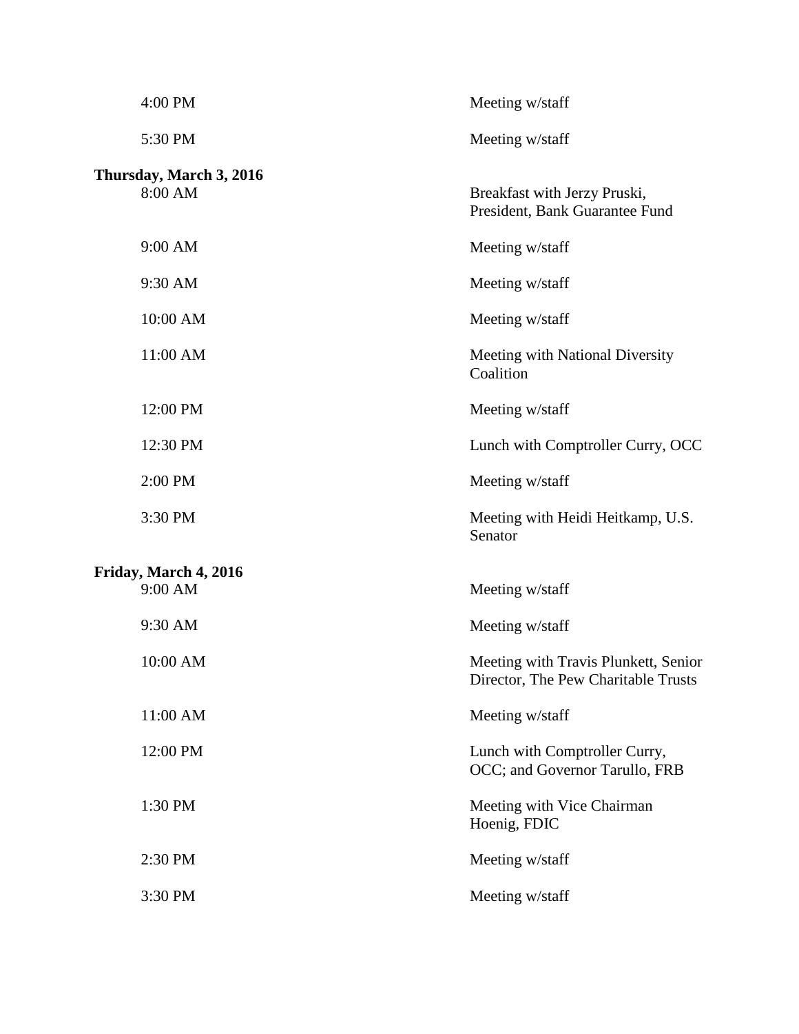| | |
|---|---|
| 4:00 PM | Meeting w/staff |
| 5:30 PM | Meeting w/staff |

**Thursday, March 3, 2016**

| | |
|---|---|
| 8:00 AM | Breakfast with Jerzy Pruski, President, Bank Guarantee Fund |
| 9:00 AM | Meeting w/staff |
| 9:30 AM | Meeting w/staff |
| 10:00 AM | Meeting w/staff |
| 11:00 AM | Meeting with National Diversity Coalition |
| 12:00 PM | Meeting w/staff |
| 12:30 PM | Lunch with Comptroller Curry, OCC |
| 2:00 PM | Meeting w/staff |
| 3:30 PM | Meeting with Heidi Heitkamp, U.S. Senator |

**Friday, March 4, 2016**

| | |
|---|---|
| 9:00 AM | Meeting w/staff |
| 9:30 AM | Meeting w/staff |
| 10:00 AM | Meeting with Travis Plunkett, Senior Director, The Pew Charitable Trusts |
| 11:00 AM | Meeting w/staff |
| 12:00 PM | Lunch with Comptroller Curry, OCC; and Governor Tarullo, FRB |
| 1:30 PM | Meeting with Vice Chairman Hoenig, FDIC |
| 2:30 PM | Meeting w/staff |
| 3:30 PM | Meeting w/staff |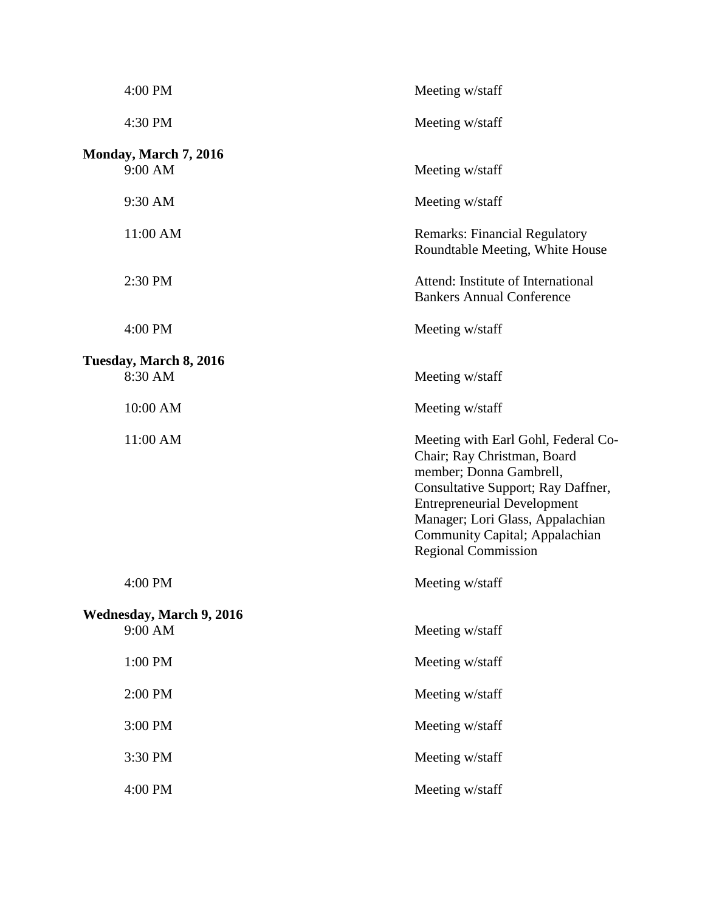| | |
|---|---|
| 4:00 PM | Meeting w/staff |
| 4:30 PM | Meeting w/staff |

**Monday, March 7, 2016**

| | |
|---|---|
| 9:00 AM | Meeting w/staff |
| 9:30 AM | Meeting w/staff |
| 11:00 AM | Remarks: Financial Regulatory Roundtable Meeting, White House |
| 2:30 PM | Attend: Institute of International Bankers Annual Conference |
| 4:00 PM | Meeting w/staff |

**Tuesday, March 8, 2016**

| | |
|---|---|
| 8:30 AM | Meeting w/staff |
| 10:00 AM | Meeting w/staff |
| 11:00 AM | Meeting with Earl Gohl, Federal Co-Chair; Ray Christman, Board member; Donna Gambrell, Consultative Support; Ray Daffner, Entrepreneurial Development Manager; Lori Glass, Appalachian Community Capital; Appalachian Regional Commission |
| 4:00 PM | Meeting w/staff |

**Wednesday, March 9, 2016**

| | |
|---|---|
| 9:00 AM | Meeting w/staff |
| 1:00 PM | Meeting w/staff |
| 2:00 PM | Meeting w/staff |
| 3:00 PM | Meeting w/staff |
| 3:30 PM | Meeting w/staff |
| 4:00 PM | Meeting w/staff |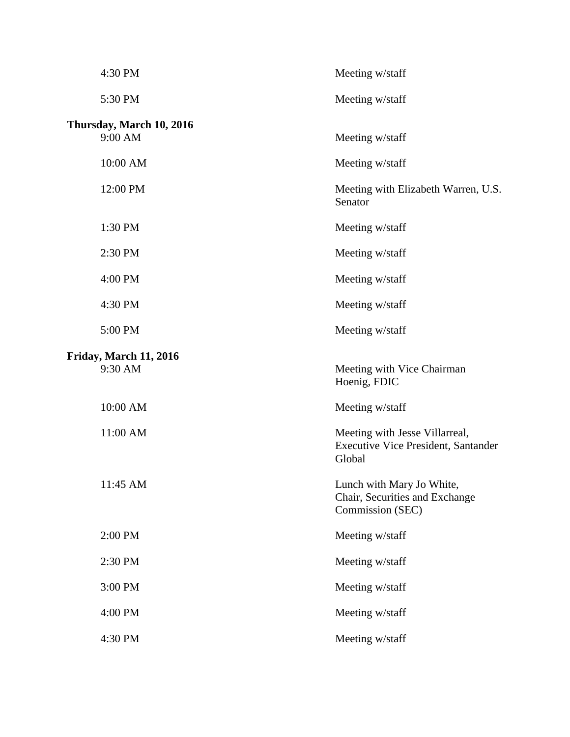| | |
|---|---|
| 4:30 PM | Meeting w/staff |
| 5:30 PM | Meeting w/staff |

**Thursday, March 10, 2016**

| | |
|---|---|
| 9:00 AM | Meeting w/staff |
| 10:00 AM | Meeting w/staff |
| 12:00 PM | Meeting with Elizabeth Warren, U.S. Senator |
| 1:30 PM | Meeting w/staff |
| 2:30 PM | Meeting w/staff |
| 4:00 PM | Meeting w/staff |
| 4:30 PM | Meeting w/staff |
| 5:00 PM | Meeting w/staff |

**Friday, March 11, 2016**

| | |
|---|---|
| 9:30 AM | Meeting with Vice Chairman Hoenig, FDIC |
| 10:00 AM | Meeting w/staff |
| 11:00 AM | Meeting with Jesse Villarreal, Executive Vice President, Santander Global |
| 11:45 AM | Lunch with Mary Jo White, Chair, Securities and Exchange Commission (SEC) |
| 2:00 PM | Meeting w/staff |
| 2:30 PM | Meeting w/staff |
| 3:00 PM | Meeting w/staff |
| 4:00 PM | Meeting w/staff |
| 4:30 PM | Meeting w/staff |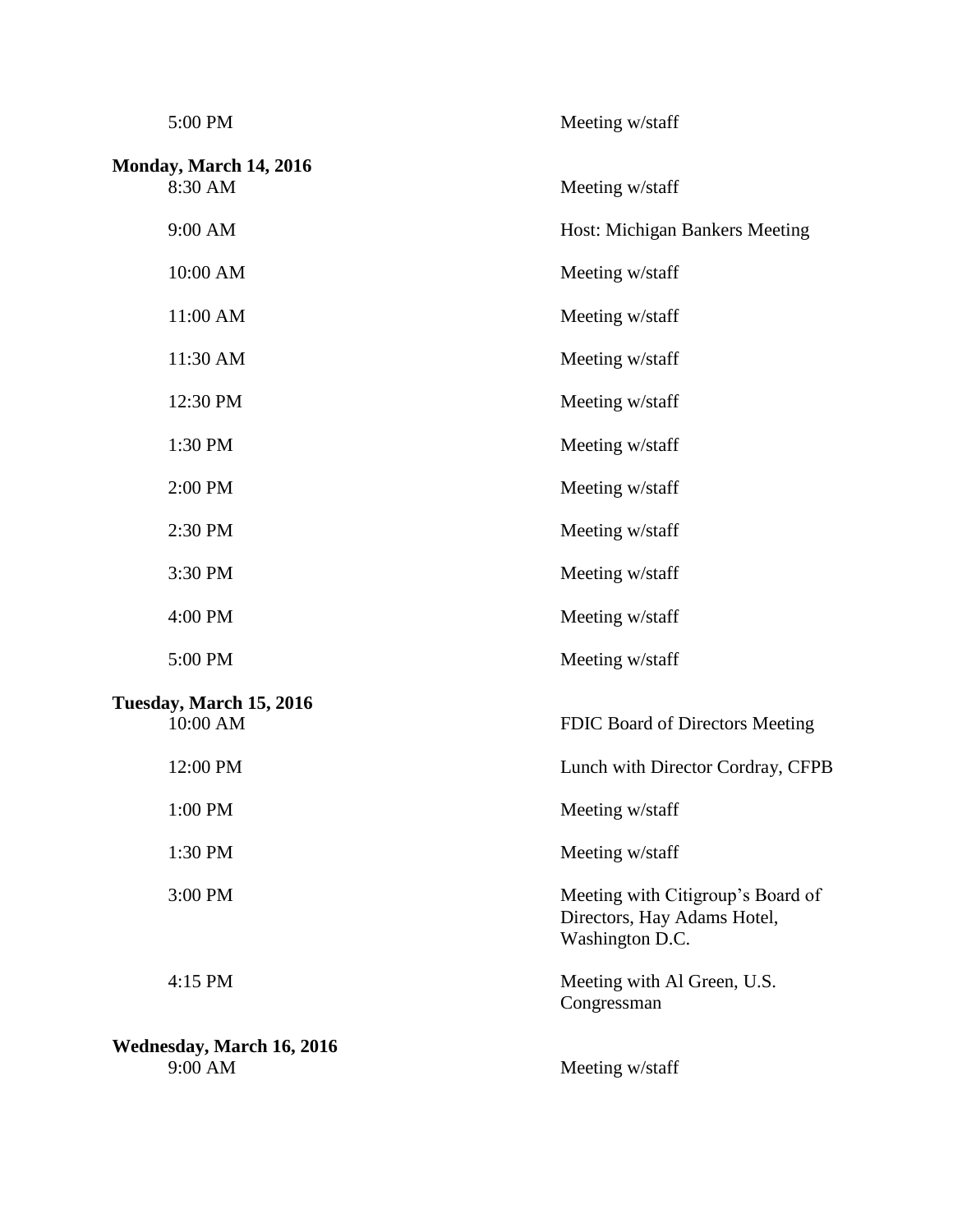| | |
|---|---|
| 5:00 PM | Meeting w/staff |

**Monday, March 14, 2016**

| | |
|---|---|
| 8:30 AM | Meeting w/staff |
| 9:00 AM | Host: Michigan Bankers Meeting |
| 10:00 AM | Meeting w/staff |
| 11:00 AM | Meeting w/staff |
| 11:30 AM | Meeting w/staff |
| 12:30 PM | Meeting w/staff |
| 1:30 PM | Meeting w/staff |
| 2:00 PM | Meeting w/staff |
| 2:30 PM | Meeting w/staff |
| 3:30 PM | Meeting w/staff |
| 4:00 PM | Meeting w/staff |
| 5:00 PM | Meeting w/staff |

**Tuesday, March 15, 2016**

| | |
|---|---|
| 10:00 AM | FDIC Board of Directors Meeting |
| 12:00 PM | Lunch with Director Cordray, CFPB |
| 1:00 PM | Meeting w/staff |
| 1:30 PM | Meeting w/staff |
| 3:00 PM | Meeting with Citigroup's Board of Directors, Hay Adams Hotel, Washington D.C. |
| 4:15 PM | Meeting with Al Green, U.S. Congressman |

**Wednesday, March 16, 2016**

| | |
|---|---|
| 9:00 AM | Meeting w/staff |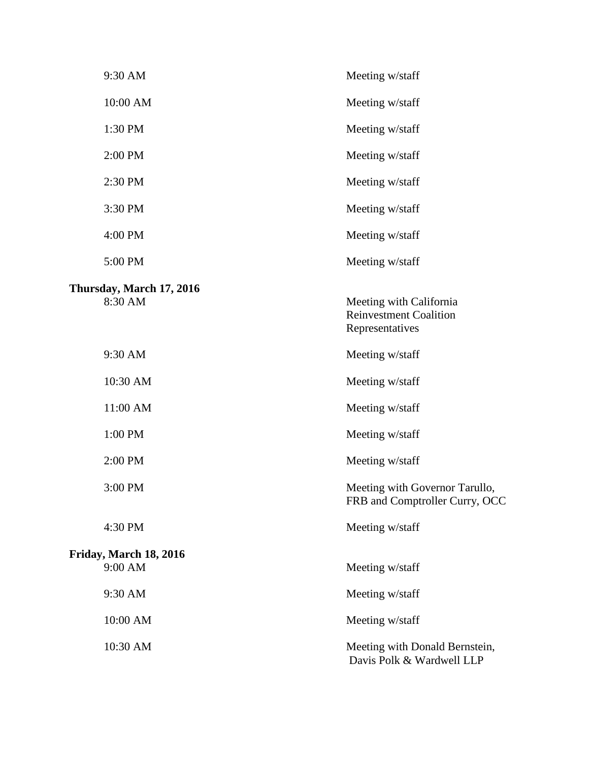| | |
|---|---|
| 9:30 AM | Meeting w/staff |
| 10:00 AM | Meeting w/staff |
| 1:30 PM | Meeting w/staff |
| 2:00 PM | Meeting w/staff |
| 2:30 PM | Meeting w/staff |
| 3:30 PM | Meeting w/staff |
| 4:00 PM | Meeting w/staff |
| 5:00 PM | Meeting w/staff |

**Thursday, March 17, 2016**

| | |
|---|---|
| 8:30 AM | Meeting with California Reinvestment Coalition Representatives |
| 9:30 AM | Meeting w/staff |
| 10:30 AM | Meeting w/staff |
| 11:00 AM | Meeting w/staff |
| 1:00 PM | Meeting w/staff |
| 2:00 PM | Meeting w/staff |
| 3:00 PM | Meeting with Governor Tarullo, FRB and Comptroller Curry, OCC |
| 4:30 PM | Meeting w/staff |

**Friday, March 18, 2016**

| | |
|---|---|
| 9:00 AM | Meeting w/staff |
| 9:30 AM | Meeting w/staff |
| 10:00 AM | Meeting w/staff |
| 10:30 AM | Meeting with Donald Bernstein, Davis Polk & Wardwell LLP |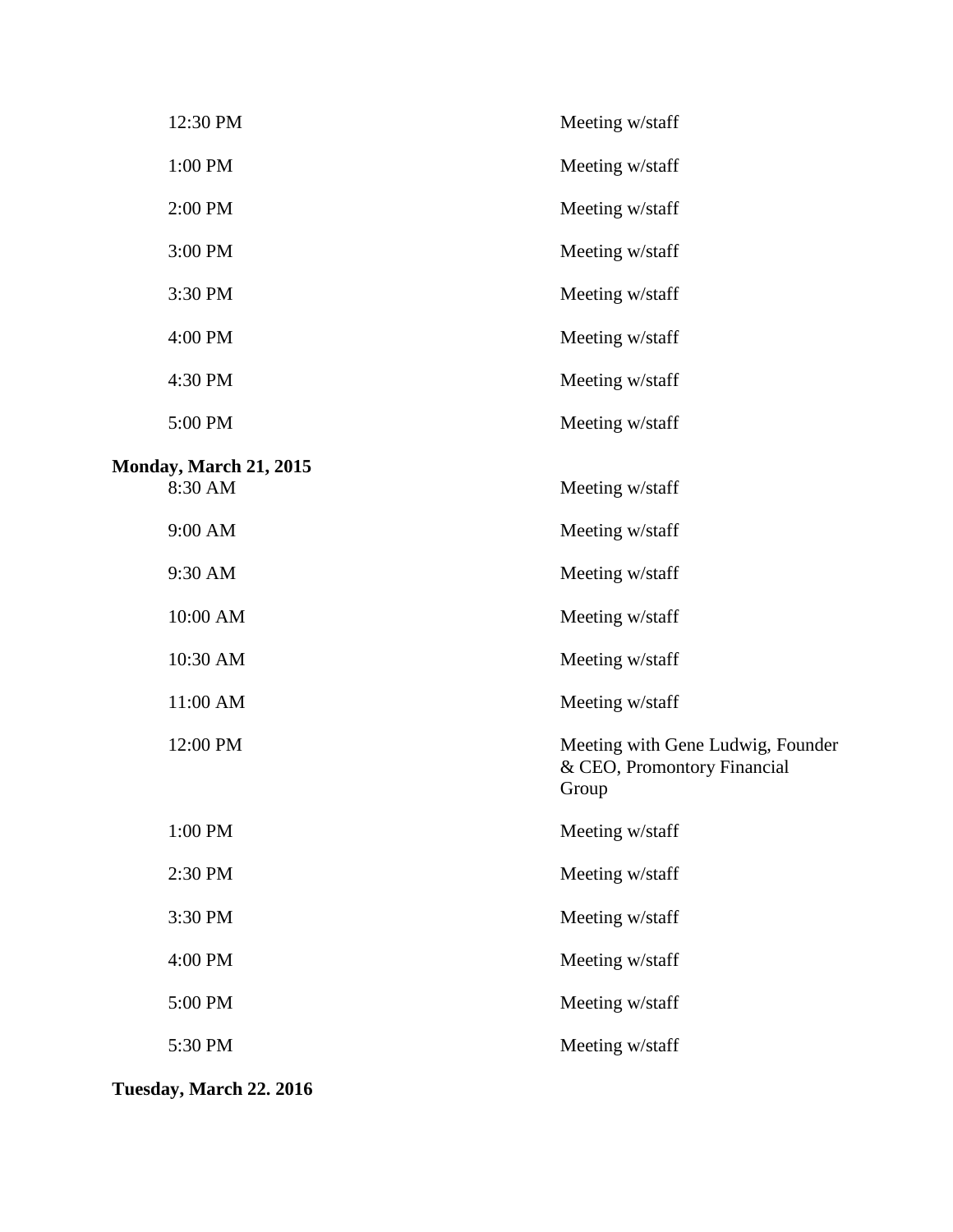| | |
|---|---|
| 12:30 PM | Meeting w/staff |
| 1:00 PM | Meeting w/staff |
| 2:00 PM | Meeting w/staff |
| 3:00 PM | Meeting w/staff |
| 3:30 PM | Meeting w/staff |
| 4:00 PM | Meeting w/staff |
| 4:30 PM | Meeting w/staff |
| 5:00 PM | Meeting w/staff |

**Monday, March 21, 2015**

| | |
|---|---|
| 8:30 AM | Meeting w/staff |
| 9:00 AM | Meeting w/staff |
| 9:30 AM | Meeting w/staff |
| 10:00 AM | Meeting w/staff |
| 10:30 AM | Meeting w/staff |
| 11:00 AM | Meeting w/staff |
| 12:00 PM | Meeting with Gene Ludwig, Founder & CEO, Promontory Financial Group |
| 1:00 PM | Meeting w/staff |
| 2:30 PM | Meeting w/staff |
| 3:30 PM | Meeting w/staff |
| 4:00 PM | Meeting w/staff |
| 5:00 PM | Meeting w/staff |
| 5:30 PM | Meeting w/staff |

**Tuesday, March 22. 2016**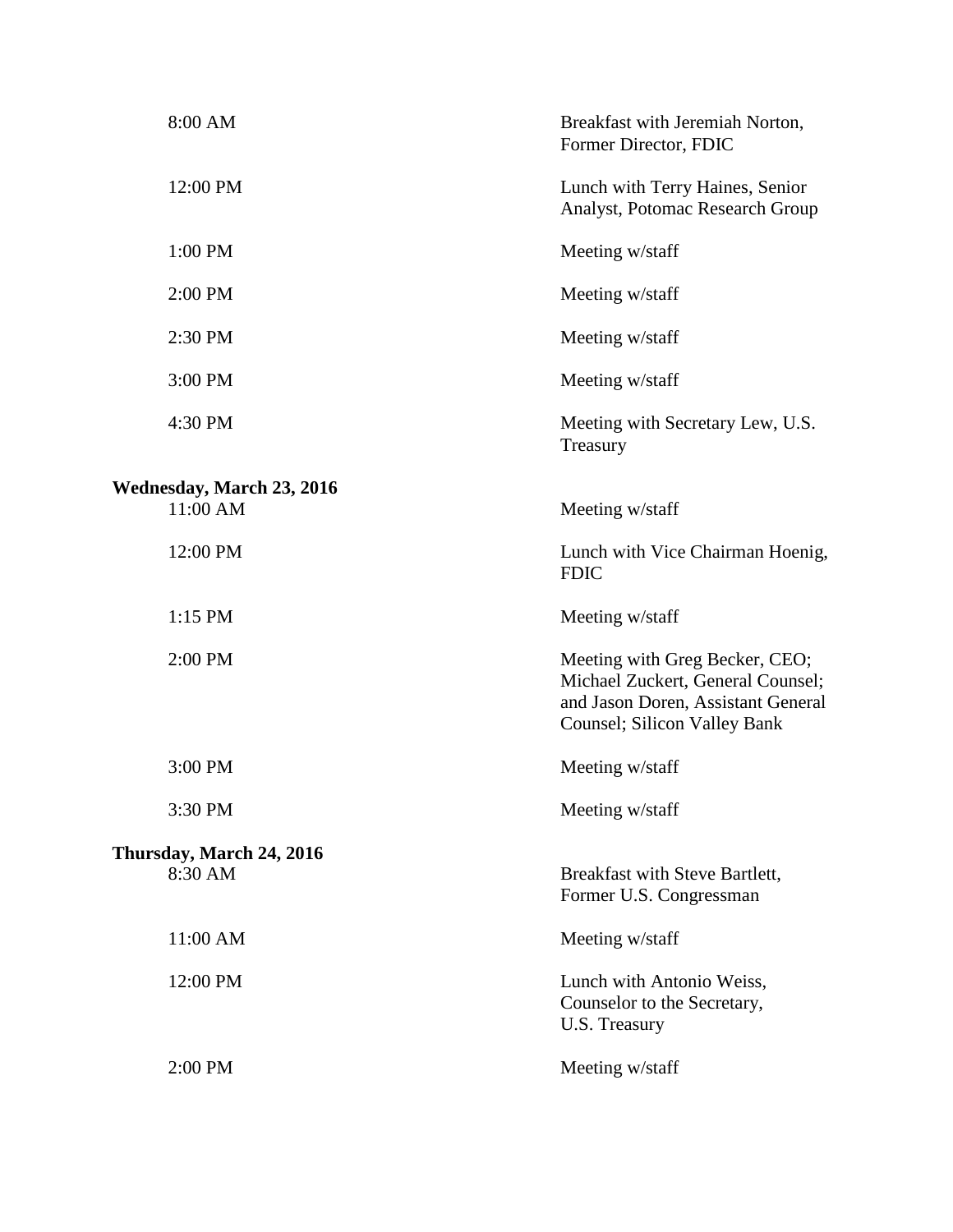| | |
|---|---|
| 8:00 AM | Breakfast with Jeremiah Norton, Former Director, FDIC |
| 12:00 PM | Lunch with Terry Haines, Senior Analyst, Potomac Research Group |
| 1:00 PM | Meeting w/staff |
| 2:00 PM | Meeting w/staff |
| 2:30 PM | Meeting w/staff |
| 3:00 PM | Meeting w/staff |
| 4:30 PM | Meeting with Secretary Lew, U.S. Treasury |

**Wednesday, March 23, 2016**

| | |
|---|---|
| 11:00 AM | Meeting w/staff |
| 12:00 PM | Lunch with Vice Chairman Hoenig, FDIC |
| 1:15 PM | Meeting w/staff |
| 2:00 PM | Meeting with Greg Becker, CEO; Michael Zuckert, General Counsel; and Jason Doren, Assistant General Counsel; Silicon Valley Bank |
| 3:00 PM | Meeting w/staff |
| 3:30 PM | Meeting w/staff |

**Thursday, March 24, 2016**

| | |
|---|---|
| 8:30 AM | Breakfast with Steve Bartlett, Former U.S. Congressman |
| 11:00 AM | Meeting w/staff |
| 12:00 PM | Lunch with Antonio Weiss, Counselor to the Secretary, U.S. Treasury |
| 2:00 PM | Meeting w/staff |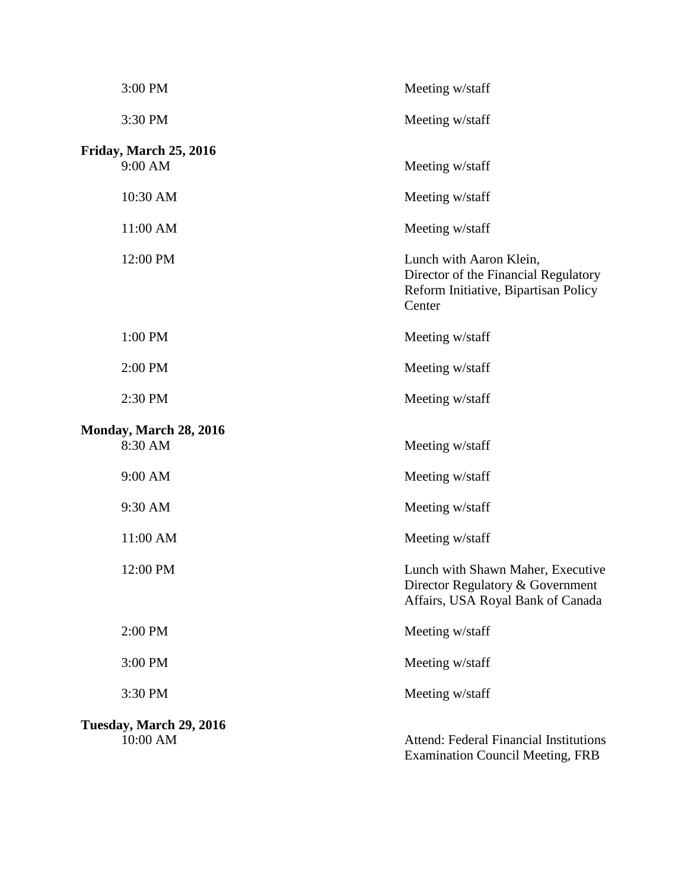3:00 PM Meeting w/staff

3:30 PM Meeting w/staff

**Friday, March 25, 2016**

9:00 AM Meeting w/staff

10:30 AM Meeting w/staff

11:00 AM Meeting w/staff

12:00 PM Lunch with Aaron Klein, Director of the Financial Regulatory Reform Initiative, Bipartisan Policy Center

1:00 PM Meeting w/staff

2:00 PM Meeting w/staff

2:30 PM Meeting w/staff

**Monday, March 28, 2016**

8:30 AM Meeting w/staff

9:00 AM Meeting w/staff

9:30 AM Meeting w/staff

11:00 AM Meeting w/staff

12:00 PM Lunch with Shawn Maher, Executive Director Regulatory & Government Affairs, USA Royal Bank of Canada

2:00 PM Meeting w/staff

3:00 PM Meeting w/staff

3:30 PM Meeting w/staff

**Tuesday, March 29, 2016**

10:00 AM Attend: Federal Financial Institutions Examination Council Meeting, FRB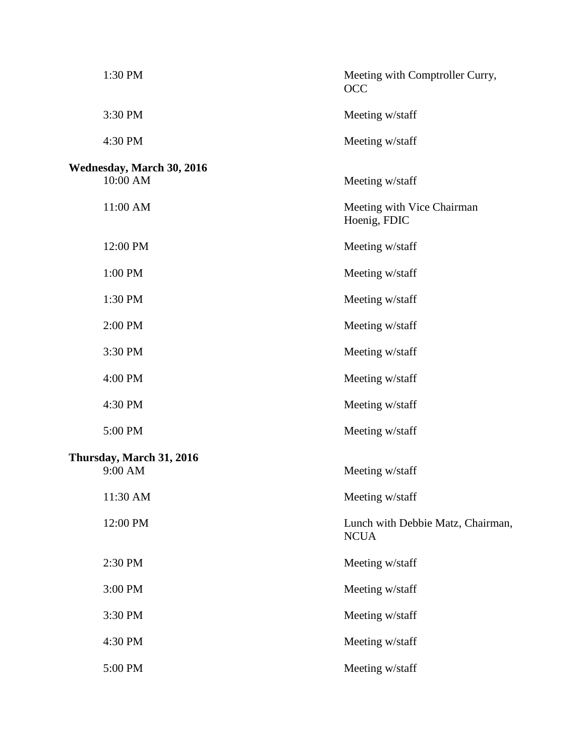| | |
|---|---|
| 1:30 PM | Meeting with Comptroller Curry, OCC |
| 3:30 PM | Meeting w/staff |
| 4:30 PM | Meeting w/staff |

**Wednesday, March 30, 2016**

| | |
|---|---|
| 10:00 AM | Meeting w/staff |
| 11:00 AM | Meeting with Vice Chairman Hoenig, FDIC |
| 12:00 PM | Meeting w/staff |
| 1:00 PM | Meeting w/staff |
| 1:30 PM | Meeting w/staff |
| 2:00 PM | Meeting w/staff |
| 3:30 PM | Meeting w/staff |
| 4:00 PM | Meeting w/staff |
| 4:30 PM | Meeting w/staff |
| 5:00 PM | Meeting w/staff |

**Thursday, March 31, 2016**

| | |
|---|---|
| 9:00 AM | Meeting w/staff |
| 11:30 AM | Meeting w/staff |
| 12:00 PM | Lunch with Debbie Matz, Chairman, NCUA |
| 2:30 PM | Meeting w/staff |
| 3:00 PM | Meeting w/staff |
| 3:30 PM | Meeting w/staff |
| 4:30 PM | Meeting w/staff |
| 5:00 PM | Meeting w/staff |